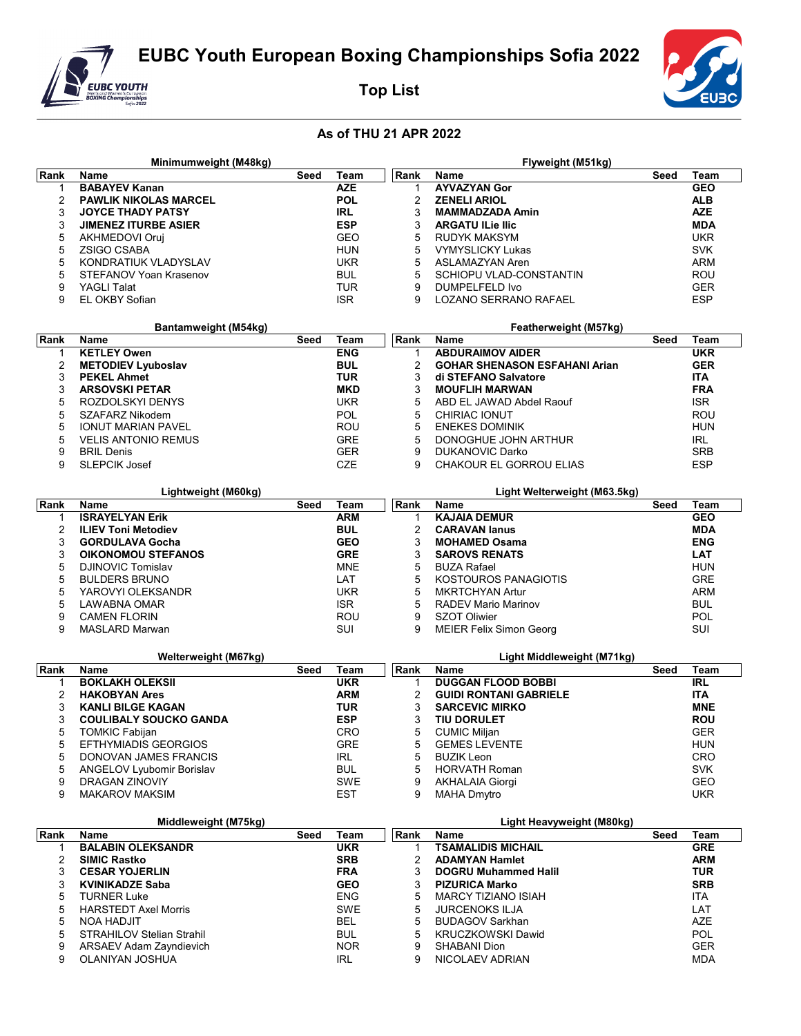# EUBC Youth European Boxing Championships Sofia 2022

## Top List

### As of THU 21 APR 2022

**Minimumweight (M48kg)**

| Rank | Name | Seed | Team |
|---|---|---|---|
| 1 | **BABAYEV Kanan** | | **AZE** |
| 2 | **PAWLIK NIKOLAS MARCEL** | | **POL** |
| 3 | **JOYCE THADY PATSY** | | **IRL** |
| 3 | **JIMENEZ ITURBE ASIER** | | **ESP** |
| 5 | AKHMEDOVI Oruj | | GEO |
| 5 | ZSIGO CSABA | | HUN |
| 5 | KONDRATIUK VLADYSLAV | | UKR |
| 5 | STEFANOV Yoan Krasenov | | BUL |
| 9 | YAGLI Talat | | TUR |
| 9 | EL OKBY Sofian | | ISR |

**Flyweight (M51kg)**

| Rank | Name | Seed | Team |
|---|---|---|---|
| 1 | **AYVAZYAN Gor** | | **GEO** |
| 2 | **ZENELI ARIOL** | | **ALB** |
| 3 | **MAMMADZADA Amin** | | **AZE** |
| 3 | **ARGATU ILie Ilic** | | **MDA** |
| 5 | RUDYK MAKSYM | | UKR |
| 5 | VYMYSLICKY Lukas | | SVK |
| 5 | ASLAMAZYAN Aren | | ARM |
| 5 | SCHIOPU VLAD-CONSTANTIN | | ROU |
| 9 | DUMPELFELD Ivo | | GER |
| 9 | LOZANO SERRANO RAFAEL | | ESP |

**Bantamweight (M54kg)**

| Rank | Name | Seed | Team |
|---|---|---|---|
| 1 | **KETLEY Owen** | | **ENG** |
| 2 | **METODIEV Lyuboslav** | | **BUL** |
| 3 | **PEKEL Ahmet** | | **TUR** |
| 3 | **ARSOVSKI PETAR** | | **MKD** |
| 5 | ROZDOLSKYI DENYS | | UKR |
| 5 | SZAFARZ Nikodem | | POL |
| 5 | IONUT MARIAN PAVEL | | ROU |
| 5 | VELIS ANTONIO REMUS | | GRE |
| 9 | BRIL Denis | | GER |
| 9 | SLEPCIK Josef | | CZE |

**Featherweight (M57kg)**

| Rank | Name | Seed | Team |
|---|---|---|---|
| 1 | **ABDURAIMOV AIDER** | | **UKR** |
| 2 | **GOHAR SHENASON ESFAHANI Arian** | | **GER** |
| 3 | **di STEFANO Salvatore** | | **ITA** |
| 3 | **MOUFLIH MARWAN** | | **FRA** |
| 5 | ABD EL JAWAD Abdel Raouf | | ISR |
| 5 | CHIRIAC IONUT | | ROU |
| 5 | ENEKES DOMINIK | | HUN |
| 5 | DONOGHUE JOHN ARTHUR | | IRL |
| 9 | DUKANOVIC Darko | | SRB |
| 9 | CHAKOUR EL GORROU ELIAS | | ESP |

**Lightweight (M60kg)**

| Rank | Name | Seed | Team |
|---|---|---|---|
| 1 | **ISRAYELYAN Erik** | | **ARM** |
| 2 | **ILIEV Toni Metodiev** | | **BUL** |
| 3 | **GORDULAVA Gocha** | | **GEO** |
| 3 | **OIKONOMOU STEFANOS** | | **GRE** |
| 5 | DJINOVIC Tomislav | | MNE |
| 5 | BULDERS BRUNO | | LAT |
| 5 | YAROVYI OLEKSANDR | | UKR |
| 5 | LAWABNA OMAR | | ISR |
| 9 | CAMEN FLORIN | | ROU |
| 9 | MASLARD Marwan | | SUI |

**Light Welterweight (M63.5kg)**

| Rank | Name | Seed | Team |
|---|---|---|---|
| 1 | **KAJAIA DEMUR** | | **GEO** |
| 2 | **CARAVAN Ianus** | | **MDA** |
| 3 | **MOHAMED Osama** | | **ENG** |
| 3 | **SAROVS RENATS** | | **LAT** |
| 5 | BUZA Rafael | | HUN |
| 5 | KOSTOUROS PANAGIOTIS | | GRE |
| 5 | MKRTCHYAN Artur | | ARM |
| 5 | RADEV Mario Marinov | | BUL |
| 9 | SZOT Oliwier | | POL |
| 9 | MEIER Felix Simon Georg | | SUI |

**Welterweight (M67kg)**

| Rank | Name | Seed | Team |
|---|---|---|---|
| 1 | **BOKLAKH OLEKSII** | | **UKR** |
| 2 | **HAKOBYAN Ares** | | **ARM** |
| 3 | **KANLI BILGE KAGAN** | | **TUR** |
| 3 | **COULIBALY SOUCKO GANDA** | | **ESP** |
| 5 | TOMKIC Fabijan | | CRO |
| 5 | EFTHYMIADIS GEORGIOS | | GRE |
| 5 | DONOVAN JAMES FRANCIS | | IRL |
| 5 | ANGELOV Lyubomir Borislav | | BUL |
| 9 | DRAGAN ZINOVIY | | SWE |
| 9 | MAKAROV MAKSIM | | EST |

**Light Middleweight (M71kg)**

| Rank | Name | Seed | Team |
|---|---|---|---|
| 1 | **DUGGAN FLOOD BOBBI** | | **IRL** |
| 2 | **GUIDI RONTANI GABRIELE** | | **ITA** |
| 3 | **SARCEVIC MIRKO** | | **MNE** |
| 3 | **TIU DORULET** | | **ROU** |
| 5 | CUMIC Miljan | | GER |
| 5 | GEMES LEVENTE | | HUN |
| 5 | BUZIK Leon | | CRO |
| 5 | HORVATH Roman | | SVK |
| 9 | AKHALAIA Giorgi | | GEO |
| 9 | MAHA Dmytro | | UKR |

**Middleweight (M75kg)**

| Rank | Name | Seed | Team |
|---|---|---|---|
| 1 | **BALABIN OLEKSANDR** | | **UKR** |
| 2 | **SIMIC Rastko** | | **SRB** |
| 3 | **CESAR YOJERLIN** | | **FRA** |
| 3 | **KVINIKADZE Saba** | | **GEO** |
| 5 | TURNER Luke | | ENG |
| 5 | HARSTEDT Axel Morris | | SWE |
| 5 | NOA HADJIT | | BEL |
| 5 | STRAHILOV Stelian Strahil | | BUL |
| 9 | ARSAEV Adam Zayndievich | | NOR |
| 9 | OLANIYAN JOSHUA | | IRL |

**Light Heavyweight (M80kg)**

| Rank | Name | Seed | Team |
|---|---|---|---|
| 1 | **TSAMALIDIS MICHAIL** | | **GRE** |
| 2 | **ADAMYAN Hamlet** | | **ARM** |
| 3 | **DOGRU Muhammed Halil** | | **TUR** |
| 3 | **PIZURICA Marko** | | **SRB** |
| 5 | MARCY TIZIANO ISIAH | | ITA |
| 5 | JURCENOKS ILJA | | LAT |
| 5 | BUDAGOV Sarkhan | | AZE |
| 5 | KRUCZKOWSKI Dawid | | POL |
| 9 | SHABANI Dion | | GER |
| 9 | NICOLAEV ADRIAN | | MDA |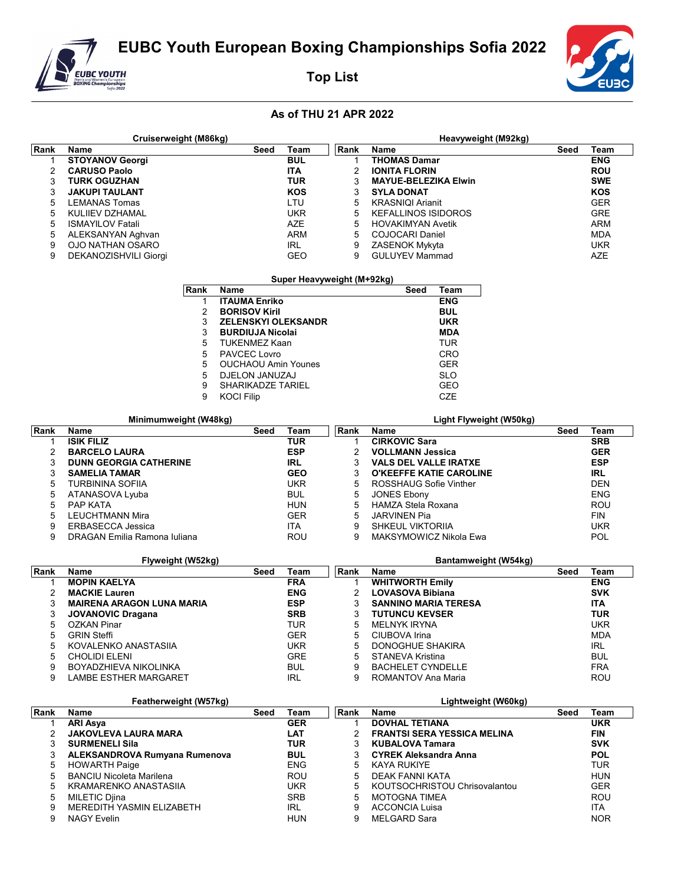# EUBC Youth European Boxing Championships Sofia 2022

## Top List

### As of THU 21 APR 2022

**Cruiserweight (M86kg)**

| Rank | Name | Seed | Team |
|---|---|---|---|
| 1 | **STOYANOV Georgi** | | **BUL** |
| 2 | **CARUSO Paolo** | | **ITA** |
| 3 | **TURK OGUZHAN** | | **TUR** |
| 3 | **JAKUPI TAULANT** | | **KOS** |
| 5 | LEMANAS Tomas | | LTU |
| 5 | KULIIEV DZHAMAL | | UKR |
| 5 | ISMAYILOV Fatali | | AZE |
| 5 | ALEKSANYAN Aghvan | | ARM |
| 9 | OJO NATHAN OSARO | | IRL |
| 9 | DEKANOZISHVILI Giorgi | | GEO |

**Heavyweight (M92kg)**

| Rank | Name | Seed | Team |
|---|---|---|---|
| 1 | **THOMAS Damar** | | **ENG** |
| 2 | **IONITA FLORIN** | | **ROU** |
| 3 | **MAYUE-BELEZIKA Elwin** | | **SWE** |
| 3 | **SYLA DONAT** | | **KOS** |
| 5 | KRASNIQI Arianit | | GER |
| 5 | KEFALLINOS ISIDOROS | | GRE |
| 5 | HOVAKIMYAN Avetik | | ARM |
| 5 | COJOCARI Daniel | | MDA |
| 9 | ZASENOK Mykyta | | UKR |
| 9 | GULUYEV Mammad | | AZE |

**Super Heavyweight (M+92kg)**

| Rank | Name | Seed | Team |
|---|---|---|---|
| 1 | **ITAUMA Enriko** | | **ENG** |
| 2 | **BORISOV Kiril** | | **BUL** |
| 3 | **ZELENSKYI OLEKSANDR** | | **UKR** |
| 3 | **BURDIUJA Nicolai** | | **MDA** |
| 5 | TUKENMEZ Kaan | | TUR |
| 5 | PAVCEC Lovro | | CRO |
| 5 | OUCHAOU Amin Younes | | GER |
| 5 | DJELON JANUZAJ | | SLO |
| 9 | SHARIKADZE TARIEL | | GEO |
| 9 | KOCI Filip | | CZE |

**Minimumweight (W48kg)**

| Rank | Name | Seed | Team |
|---|---|---|---|
| 1 | **ISIK FILIZ** | | **TUR** |
| 2 | **BARCELO LAURA** | | **ESP** |
| 3 | **DUNN GEORGIA CATHERINE** | | **IRL** |
| 3 | **SAMELIA TAMAR** | | **GEO** |
| 5 | TURBININA SOFIIA | | UKR |
| 5 | ATANASOVA Lyuba | | BUL |
| 5 | PAP KATA | | HUN |
| 5 | LEUCHTMANN Mira | | GER |
| 9 | ERBASECCA Jessica | | ITA |
| 9 | DRAGAN Emilia Ramona Iuliana | | ROU |

**Light Flyweight (W50kg)**

| Rank | Name | Seed | Team |
|---|---|---|---|
| 1 | **CIRKOVIC Sara** | | **SRB** |
| 2 | **VOLLMANN Jessica** | | **GER** |
| 3 | **VALS DEL VALLE IRATXE** | | **ESP** |
| 3 | **O'KEEFFE KATIE CAROLINE** | | **IRL** |
| 5 | ROSSHAUG Sofie Vinther | | DEN |
| 5 | JONES Ebony | | ENG |
| 5 | HAMZA Stela Roxana | | ROU |
| 5 | JARVINEN Pia | | FIN |
| 9 | SHKEUL VIKTORIIA | | UKR |
| 9 | MAKSYMOWICZ Nikola Ewa | | POL |

**Flyweight (W52kg)**

| Rank | Name | Seed | Team |
|---|---|---|---|
| 1 | **MOPIN KAELYA** | | **FRA** |
| 2 | **MACKIE Lauren** | | **ENG** |
| 3 | **MAIRENA ARAGON LUNA MARIA** | | **ESP** |
| 3 | **JOVANOVIC Dragana** | | **SRB** |
| 5 | OZKAN Pinar | | TUR |
| 5 | GRIN Steffi | | GER |
| 5 | KOVALENKO ANASTASIIA | | UKR |
| 5 | CHOLIDI ELENI | | GRE |
| 9 | BOYADZHIEVA NIKOLINKA | | BUL |
| 9 | LAMBE ESTHER MARGARET | | IRL |

**Bantamweight (W54kg)**

| Rank | Name | Seed | Team |
|---|---|---|---|
| 1 | **WHITWORTH Emily** | | **ENG** |
| 2 | **LOVASOVA Bibiana** | | **SVK** |
| 3 | **SANNINO MARIA TERESA** | | **ITA** |
| 3 | **TUTUNCU KEVSER** | | **TUR** |
| 5 | MELNYK IRYNA | | UKR |
| 5 | CIUBOVA Irina | | MDA |
| 5 | DONOGHUE SHAKIRA | | IRL |
| 5 | STANEVA Kristina | | BUL |
| 9 | BACHELET CYNDELLE | | FRA |
| 9 | ROMANTOV Ana Maria | | ROU |

**Featherweight (W57kg)**

| Rank | Name | Seed | Team |
|---|---|---|---|
| 1 | **ARI Asya** | | **GER** |
| 2 | **JAKOVLEVA LAURA MARA** | | **LAT** |
| 3 | **SURMENELI Sila** | | **TUR** |
| 3 | **ALEKSANDROVA Rumyana Rumenova** | | **BUL** |
| 5 | HOWARTH Paige | | ENG |
| 5 | BANCIU Nicoleta Marilena | | ROU |
| 5 | KRAMARENKO ANASTASIIA | | UKR |
| 5 | MILETIC Djina | | SRB |
| 9 | MEREDITH YASMIN ELIZABETH | | IRL |
| 9 | NAGY Evelin | | HUN |

**Lightweight (W60kg)**

| Rank | Name | Seed | Team |
|---|---|---|---|
| 1 | **DOVHAL TETIANA** | | **UKR** |
| 2 | **FRANTSI SERA YESSICA MELINA** | | **FIN** |
| 3 | **KUBALOVA Tamara** | | **SVK** |
| 3 | **CYREK Aleksandra Anna** | | **POL** |
| 5 | KAYA RUKIYE | | TUR |
| 5 | DEAK FANNI KATA | | HUN |
| 5 | KOUTSOCHRISTOU Chrisovalantou | | GER |
| 5 | MOTOGNA TIMEA | | ROU |
| 9 | ACCONCIA Luisa | | ITA |
| 9 | MELGARD Sara | | NOR |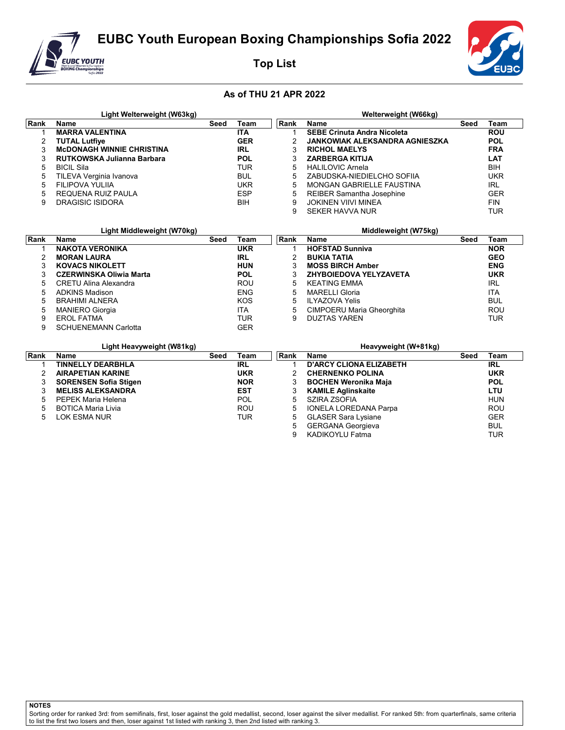# EUBC Youth European Boxing Championships Sofia 2022

## Top List

### As of THU 21 APR 2022

#### Light Welterweight (W63kg)

| Rank | Name | Seed | Team |
|---|---|---|---|
| 1 | **MARRA VALENTINA** | | **ITA** |
| 2 | **TUTAL Lutfiye** | | **GER** |
| 3 | **McDONAGH WINNIE CHRISTINA** | | **IRL** |
| 3 | **RUTKOWSKA Julianna Barbara** | | **POL** |
| 5 | BICIL Sila | | TUR |
| 5 | TILEVA Verginia Ivanova | | BUL |
| 5 | FILIPOVA YULIIA | | UKR |
| 5 | REQUENA RUIZ PAULA | | ESP |
| 9 | DRAGISIC ISIDORA | | BIH |

#### Welterweight (W66kg)

| Rank | Name | Seed | Team |
|---|---|---|---|
| 1 | **SEBE Crinuta Andra Nicoleta** | | **ROU** |
| 2 | **JANKOWIAK ALEKSANDRA AGNIESZKA** | | **POL** |
| 3 | **RICHOL MAELYS** | | **FRA** |
| 3 | **ZARBERGA KITIJA** | | **LAT** |
| 5 | HALILOVIC Arnela | | BIH |
| 5 | ZABUDSKA-NIEDIELCHO SOFIIA | | UKR |
| 5 | MONGAN GABRIELLE FAUSTINA | | IRL |
| 5 | REIBER Samantha Josephine | | GER |
| 9 | JOKINEN VIIVI MINEA | | FIN |
| 9 | SEKER HAVVA NUR | | TUR |

#### Light Middleweight (W70kg)

| Rank | Name | Seed | Team |
|---|---|---|---|
| 1 | **NAKOTA VERONIKA** | | **UKR** |
| 2 | **MORAN LAURA** | | **IRL** |
| 3 | **KOVACS NIKOLETT** | | **HUN** |
| 3 | **CZERWINSKA Oliwia Marta** | | **POL** |
| 5 | CRETU Alina Alexandra | | ROU |
| 5 | ADKINS Madison | | ENG |
| 5 | BRAHIMI ALNERA | | KOS |
| 5 | MANIERO Giorgia | | ITA |
| 9 | EROL FATMA | | TUR |
| 9 | SCHUENEMANN Carlotta | | GER |

#### Middleweight (W75kg)

| Rank | Name | Seed | Team |
|---|---|---|---|
| 1 | **HOFSTAD Sunniva** | | **NOR** |
| 2 | **BUKIA TATIA** | | **GEO** |
| 3 | **MOSS BIRCH Amber** | | **ENG** |
| 3 | **ZHYBOIEDOVA YELYZAVETA** | | **UKR** |
| 5 | KEATING EMMA | | IRL |
| 5 | MARELLI Gloria | | ITA |
| 5 | ILYAZOVA Yelis | | BUL |
| 5 | CIMPOERU Maria Gheorghita | | ROU |
| 9 | DUZTAS YAREN | | TUR |

#### Light Heavyweight (W81kg)

| Rank | Name | Seed | Team |
|---|---|---|---|
| 1 | **TINNELLY DEARBHLA** | | **IRL** |
| 2 | **AIRAPETIAN KARINE** | | **UKR** |
| 3 | **SORENSEN Sofia Stigen** | | **NOR** |
| 3 | **MELISS ALEKSANDRA** | | **EST** |
| 5 | PEPEK Maria Helena | | POL |
| 5 | BOTICA Maria Livia | | ROU |
| 5 | LOK ESMA NUR | | TUR |

#### Heavyweight (W+81kg)

| Rank | Name | Seed | Team |
|---|---|---|---|
| 1 | **D'ARCY CLIONA ELIZABETH** | | **IRL** |
| 2 | **CHERNENKO POLINA** | | **UKR** |
| 3 | **BOCHEN Weronika Maja** | | **POL** |
| 3 | **KAMILE Aglinskaite** | | **LTU** |
| 5 | SZIRA ZSOFIA | | HUN |
| 5 | IONELA LOREDANA Parpa | | ROU |
| 5 | GLASER Sara Lysiane | | GER |
| 5 | GERGANA Georgieva | | BUL |
| 9 | KADIKOYLU Fatma | | TUR |

**NOTES**

Sorting order for ranked 3rd: from semifinals, first, loser against the gold medallist, second, loser against the silver medallist. For ranked 5th: from quarterfinals, same criteria to list the first two losers and then, loser against 1st listed with ranking 3, then 2nd listed with ranking 3.